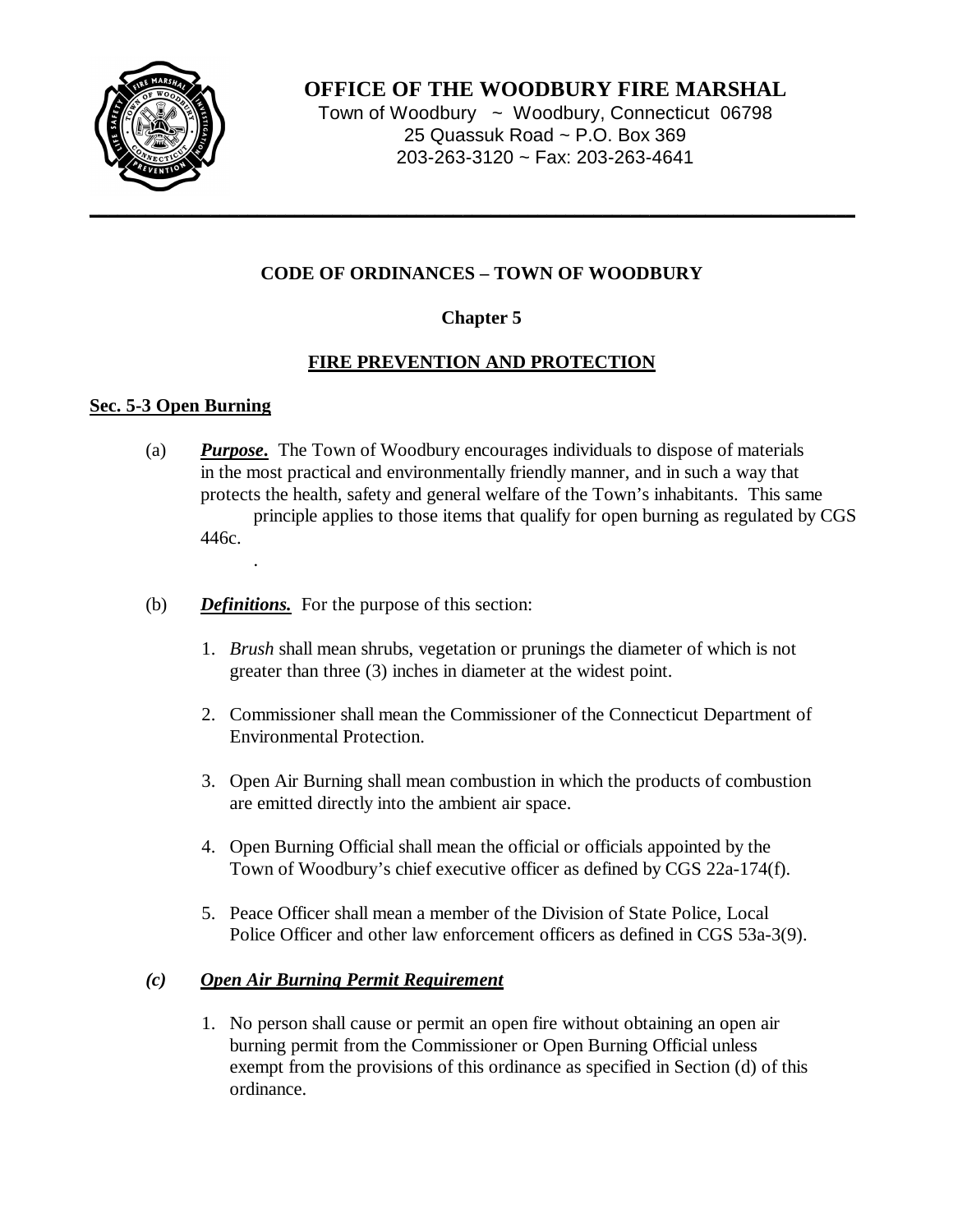**OFFICE OF THE WOODBURY FIRE MARSHAL**

Town of Woodbury ~ Woodbury, Connecticut 06798
25 Quassuk Road ~ P.O. Box 369
203-263-3120 ~ Fax: 203-263-4641

# CODE OF ORDINANCES – TOWN OF WOODBURY

## Chapter 5

## FIRE PREVENTION AND PROTECTION

### Sec. 5-3 Open Burning

(a) ***Purpose.*** The Town of Woodbury encourages individuals to dispose of materials in the most practical and environmentally friendly manner, and in such a way that protects the health, safety and general welfare of the Town's inhabitants. This same principle applies to those items that qualify for open burning as regulated by CGS 446c.

.

(b) ***Definitions.*** For the purpose of this section:

1. *Brush* shall mean shrubs, vegetation or prunings the diameter of which is not greater than three (3) inches in diameter at the widest point.
2. Commissioner shall mean the Commissioner of the Connecticut Department of Environmental Protection.
3. Open Air Burning shall mean combustion in which the products of combustion are emitted directly into the ambient air space.
4. Open Burning Official shall mean the official or officials appointed by the Town of Woodbury's chief executive officer as defined by CGS 22a-174(f).
5. Peace Officer shall mean a member of the Division of State Police, Local Police Officer and other law enforcement officers as defined in CGS 53a-3(9).

***(c) Open Air Burning Permit Requirement***

1. No person shall cause or permit an open fire without obtaining an open air burning permit from the Commissioner or Open Burning Official unless exempt from the provisions of this ordinance as specified in Section (d) of this ordinance.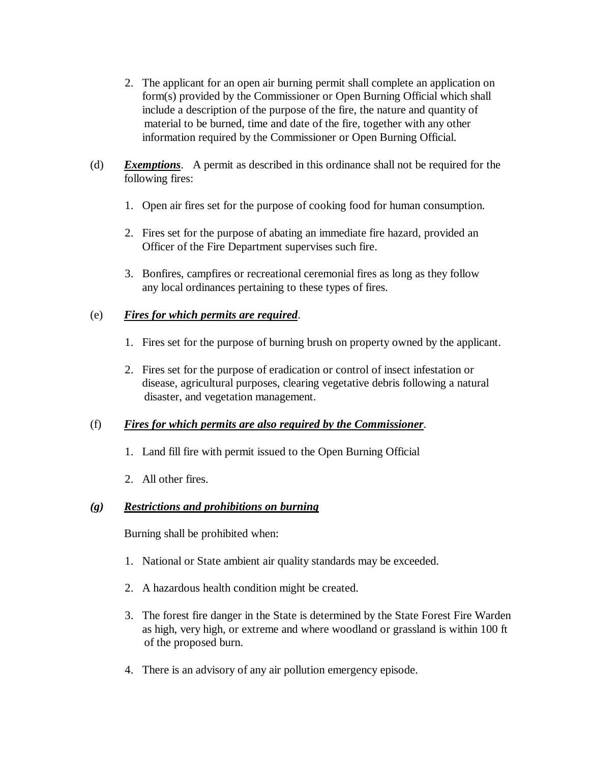2. The applicant for an open air burning permit shall complete an application on form(s) provided by the Commissioner or Open Burning Official which shall include a description of the purpose of the fire, the nature and quantity of material to be burned, time and date of the fire, together with any other information required by the Commissioner or Open Burning Official.

(d) ***Exemptions***. A permit as described in this ordinance shall not be required for the following fires:

1. Open air fires set for the purpose of cooking food for human consumption.

2. Fires set for the purpose of abating an immediate fire hazard, provided an Officer of the Fire Department supervises such fire.

3. Bonfires, campfires or recreational ceremonial fires as long as they follow any local ordinances pertaining to these types of fires.

(e) ***Fires for which permits are required***.

1. Fires set for the purpose of burning brush on property owned by the applicant.

2. Fires set for the purpose of eradication or control of insect infestation or disease, agricultural purposes, clearing vegetative debris following a natural disaster, and vegetation management.

(f) ***Fires for which permits are also required by the Commissioner***.

1. Land fill fire with permit issued to the Open Burning Official

2. All other fires.

***(g) Restrictions and prohibitions on burning***

Burning shall be prohibited when:

1. National or State ambient air quality standards may be exceeded.

2. A hazardous health condition might be created.

3. The forest fire danger in the State is determined by the State Forest Fire Warden as high, very high, or extreme and where woodland or grassland is within 100 ft of the proposed burn.

4. There is an advisory of any air pollution emergency episode.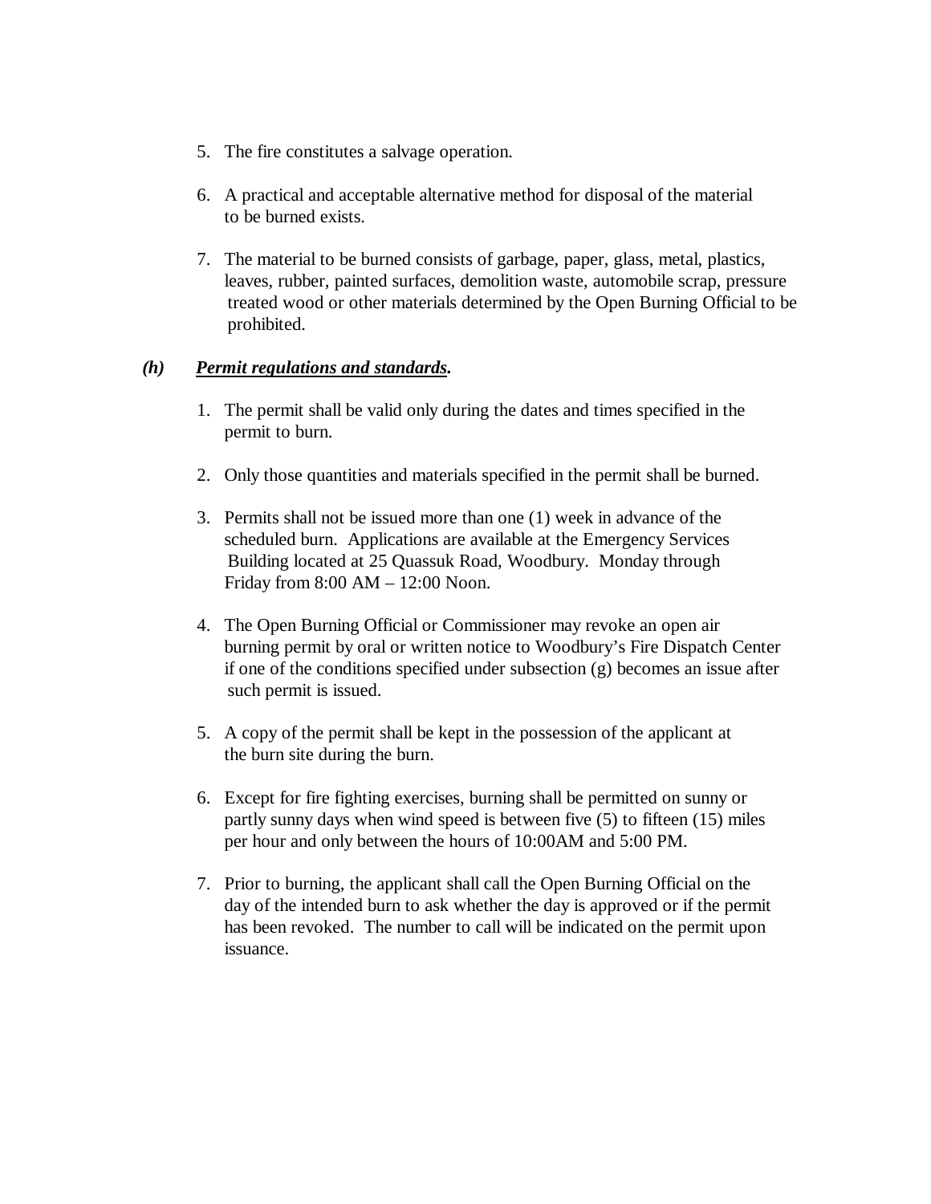5. The fire constitutes a salvage operation.

6. A practical and acceptable alternative method for disposal of the material to be burned exists.

7. The material to be burned consists of garbage, paper, glass, metal, plastics, leaves, rubber, painted surfaces, demolition waste, automobile scrap, pressure treated wood or other materials determined by the Open Burning Official to be prohibited.

***(h)*** ***Permit regulations and standards.***

1. The permit shall be valid only during the dates and times specified in the permit to burn.

2. Only those quantities and materials specified in the permit shall be burned.

3. Permits shall not be issued more than one (1) week in advance of the scheduled burn. Applications are available at the Emergency Services Building located at 25 Quassuk Road, Woodbury. Monday through Friday from 8:00 AM – 12:00 Noon.

4. The Open Burning Official or Commissioner may revoke an open air burning permit by oral or written notice to Woodbury's Fire Dispatch Center if one of the conditions specified under subsection (g) becomes an issue after such permit is issued.

5. A copy of the permit shall be kept in the possession of the applicant at the burn site during the burn.

6. Except for fire fighting exercises, burning shall be permitted on sunny or partly sunny days when wind speed is between five (5) to fifteen (15) miles per hour and only between the hours of 10:00AM and 5:00 PM.

7. Prior to burning, the applicant shall call the Open Burning Official on the day of the intended burn to ask whether the day is approved or if the permit has been revoked. The number to call will be indicated on the permit upon issuance.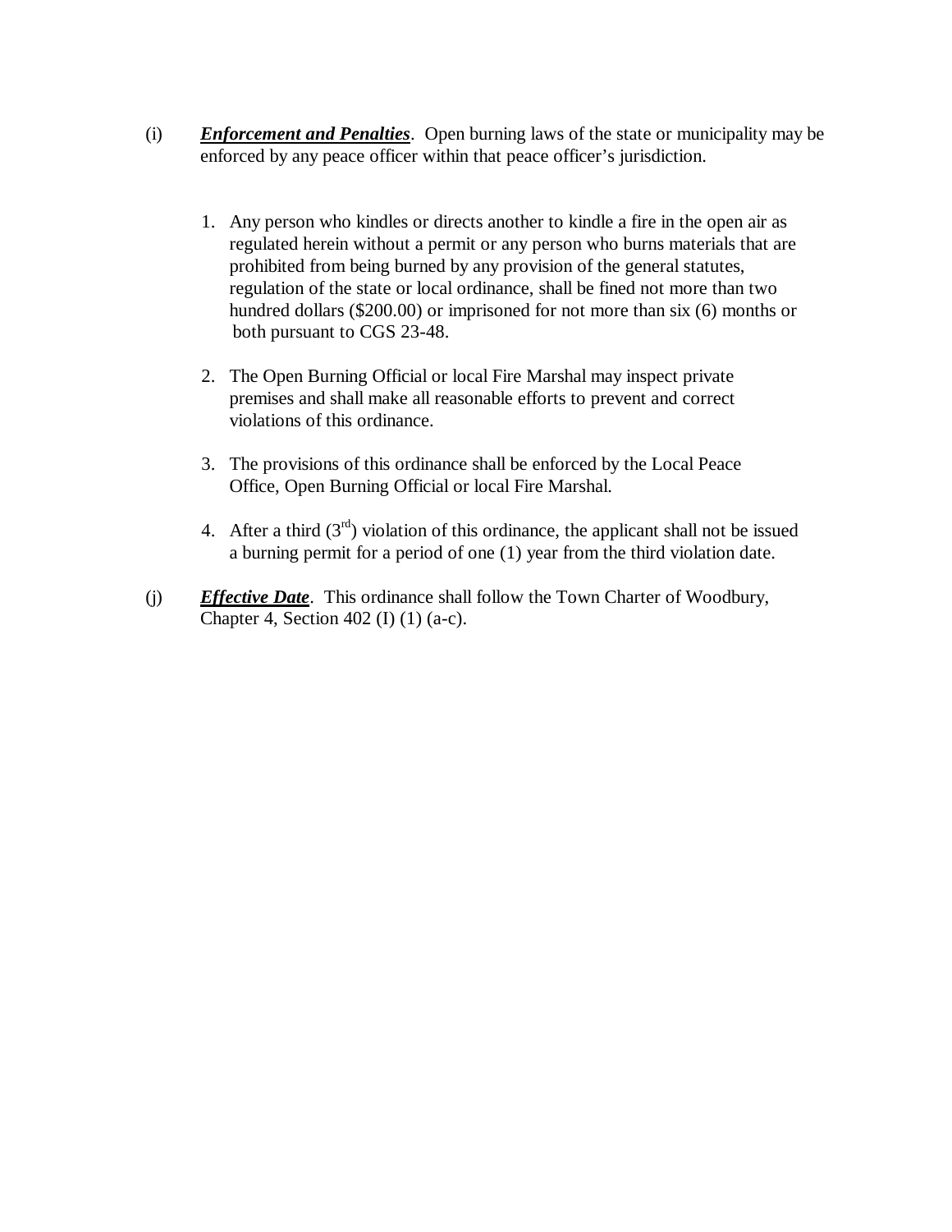(i) ***Enforcement and Penalties***. Open burning laws of the state or municipality may be enforced by any peace officer within that peace officer's jurisdiction.

1. Any person who kindles or directs another to kindle a fire in the open air as regulated herein without a permit or any person who burns materials that are prohibited from being burned by any provision of the general statutes, regulation of the state or local ordinance, shall be fined not more than two hundred dollars ($200.00) or imprisoned for not more than six (6) months or both pursuant to CGS 23-48.

2. The Open Burning Official or local Fire Marshal may inspect private premises and shall make all reasonable efforts to prevent and correct violations of this ordinance.

3. The provisions of this ordinance shall be enforced by the Local Peace Office, Open Burning Official or local Fire Marshal.

4. After a third (3rd) violation of this ordinance, the applicant shall not be issued a burning permit for a period of one (1) year from the third violation date.

(j) ***Effective Date***. This ordinance shall follow the Town Charter of Woodbury, Chapter 4, Section 402 (I) (1) (a-c).